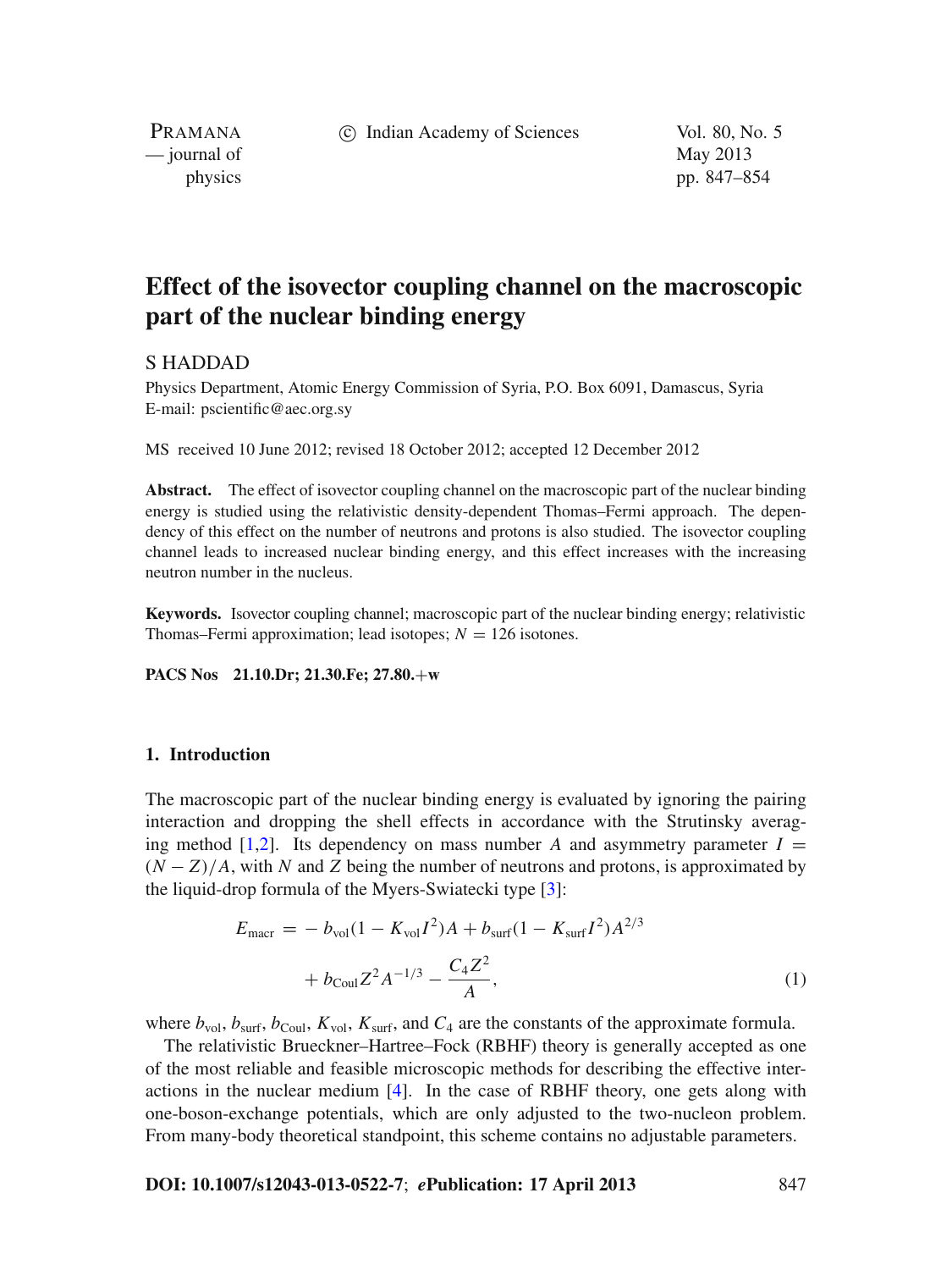# Effect of the isovector coupling channel on the macroscopic part of the nuclear binding energy

S HADDAD

Physics Department, Atomic Energy Commission of Syria, P.O. Box 6091, Damascus, Syria
E-mail: pscientific@aec.org.sy

MS received 10 June 2012; revised 18 October 2012; accepted 12 December 2012

**Abstract.** The effect of isovector coupling channel on the macroscopic part of the nuclear binding energy is studied using the relativistic density-dependent Thomas–Fermi approach. The dependency of this effect on the number of neutrons and protons is also studied. The isovector coupling channel leads to increased nuclear binding energy, and this effect increases with the increasing neutron number in the nucleus.

**Keywords.** Isovector coupling channel; macroscopic part of the nuclear binding energy; relativistic Thomas–Fermi approximation; lead isotopes; $N = 126$ isotones.

**PACS Nos** **21.10.Dr; 21.30.Fe; 27.80.+w**

## 1. Introduction

The macroscopic part of the nuclear binding energy is evaluated by ignoring the pairing interaction and dropping the shell effects in accordance with the Strutinsky averaging method [1,2]. Its dependency on mass number $A$ and asymmetry parameter $I = (N - Z)/A$, with $N$ and $Z$ being the number of neutrons and protons, is approximated by the liquid-drop formula of the Myers-Swiatecki type [3]:

$$E_{\text{macr}} = -b_{\text{vol}}(1 - K_{\text{vol}} I^2)A + b_{\text{surf}}(1 - K_{\text{surf}} I^2)A^{2/3} + b_{\text{Coul}} Z^2 A^{-1/3} - \frac{C_4 Z^2}{A}, \tag{1}$$

where $b_{\text{vol}}$, $b_{\text{surf}}$, $b_{\text{Coul}}$, $K_{\text{vol}}$, $K_{\text{surf}}$, and $C_4$ are the constants of the approximate formula.

The relativistic Brueckner–Hartree–Fock (RBHF) theory is generally accepted as one of the most reliable and feasible microscopic methods for describing the effective interactions in the nuclear medium [4]. In the case of RBHF theory, one gets along with one-boson-exchange potentials, which are only adjusted to the two-nucleon problem. From many-body theoretical standpoint, this scheme contains no adjustable parameters.

**DOI: 10.1007/s12043-013-0522-7**; ***e*Publication: 17 April 2013**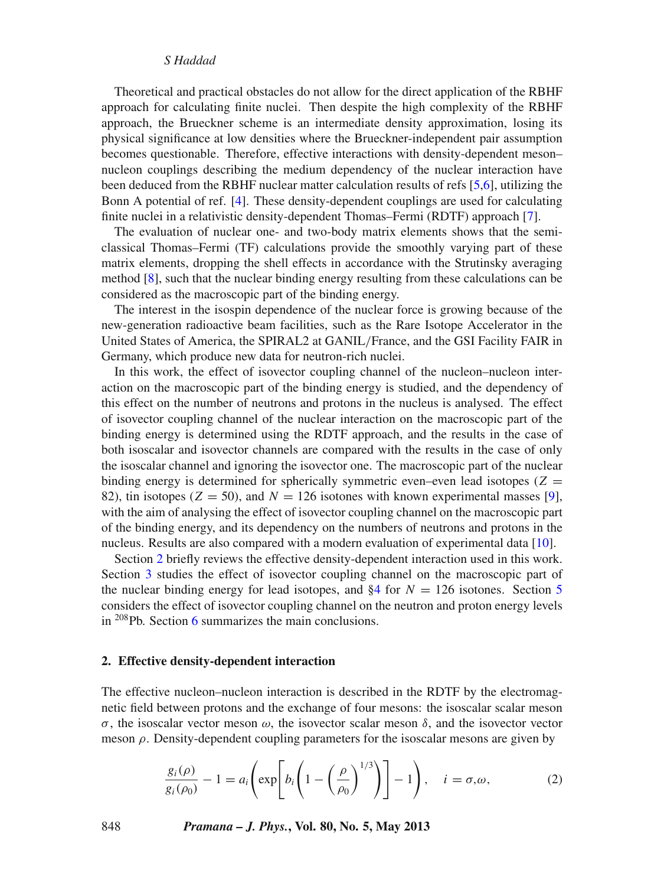Theoretical and practical obstacles do not allow for the direct application of the RBHF approach for calculating finite nuclei. Then despite the high complexity of the RBHF approach, the Brueckner scheme is an intermediate density approximation, losing its physical significance at low densities where the Brueckner-independent pair assumption becomes questionable. Therefore, effective interactions with density-dependent meson–nucleon couplings describing the medium dependency of the nuclear interaction have been deduced from the RBHF nuclear matter calculation results of refs [5,6], utilizing the Bonn A potential of ref. [4]. These density-dependent couplings are used for calculating finite nuclei in a relativistic density-dependent Thomas–Fermi (RDTF) approach [7].

The evaluation of nuclear one- and two-body matrix elements shows that the semi-classical Thomas–Fermi (TF) calculations provide the smoothly varying part of these matrix elements, dropping the shell effects in accordance with the Strutinsky averaging method [8], such that the nuclear binding energy resulting from these calculations can be considered as the macroscopic part of the binding energy.

The interest in the isospin dependence of the nuclear force is growing because of the new-generation radioactive beam facilities, such as the Rare Isotope Accelerator in the United States of America, the SPIRAL2 at GANIL/France, and the GSI Facility FAIR in Germany, which produce new data for neutron-rich nuclei.

In this work, the effect of isovector coupling channel of the nucleon–nucleon interaction on the macroscopic part of the binding energy is studied, and the dependency of this effect on the number of neutrons and protons in the nucleus is analysed. The effect of isovector coupling channel of the nuclear interaction on the macroscopic part of the binding energy is determined using the RDTF approach, and the results in the case of both isoscalar and isovector channels are compared with the results in the case of only the isoscalar channel and ignoring the isovector one. The macroscopic part of the nuclear binding energy is determined for spherically symmetric even–even lead isotopes ($Z = 82$), tin isotopes ($Z = 50$), and $N = 126$ isotones with known experimental masses [9], with the aim of analysing the effect of isovector coupling channel on the macroscopic part of the binding energy, and its dependency on the numbers of neutrons and protons in the nucleus. Results are also compared with a modern evaluation of experimental data [10].

Section 2 briefly reviews the effective density-dependent interaction used in this work. Section 3 studies the effect of isovector coupling channel on the macroscopic part of the nuclear binding energy for lead isotopes, and §4 for $N = 126$ isotones. Section 5 considers the effect of isovector coupling channel on the neutron and proton energy levels in $^{208}$Pb. Section 6 summarizes the main conclusions.

## 2. Effective density-dependent interaction

The effective nucleon–nucleon interaction is described in the RDTF by the electromagnetic field between protons and the exchange of four mesons: the isoscalar scalar meson $\sigma$, the isoscalar vector meson $\omega$, the isovector scalar meson $\delta$, and the isovector vector meson $\rho$. Density-dependent coupling parameters for the isoscalar mesons are given by

$$\frac{g_i(\rho)}{g_i(\rho_0)} - 1 = a_i\left(\exp\left[b_i\left(1 - \left(\frac{\rho}{\rho_0}\right)^{1/3}\right)\right] - 1\right), \quad i = \sigma,\omega, \tag{2}$$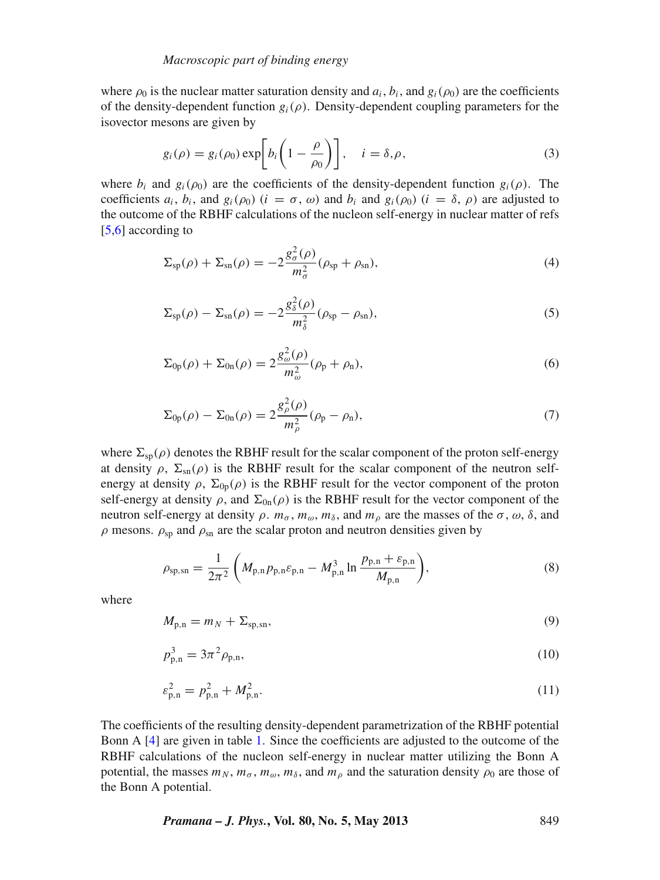where $\rho_0$ is the nuclear matter saturation density and $a_i$, $b_i$, and $g_i(\rho_0)$ are the coefficients of the density-dependent function $g_i(\rho)$. Density-dependent coupling parameters for the isovector mesons are given by

$$g_i(\rho) = g_i(\rho_0) \exp\left[ b_i \left( 1 - \frac{\rho}{\rho_0} \right) \right], \quad i = \delta, \rho, \tag{3}$$

where $b_i$ and $g_i(\rho_0)$ are the coefficients of the density-dependent function $g_i(\rho)$. The coefficients $a_i$, $b_i$, and $g_i(\rho_0)$ ($i = \sigma, \omega$) and $b_i$ and $g_i(\rho_0)$ ($i = \delta, \rho$) are adjusted to the outcome of the RBHF calculations of the nucleon self-energy in nuclear matter of refs [5,6] according to

$$\Sigma_{\mathrm{sp}}(\rho) + \Sigma_{\mathrm{sn}}(\rho) = -2 \frac{g_\sigma^2(\rho)}{m_\sigma^2} (\rho_{\mathrm{sp}} + \rho_{\mathrm{sn}}), \tag{4}$$

$$\Sigma_{\mathrm{sp}}(\rho) - \Sigma_{\mathrm{sn}}(\rho) = -2 \frac{g_\delta^2(\rho)}{m_\delta^2} (\rho_{\mathrm{sp}} - \rho_{\mathrm{sn}}), \tag{5}$$

$$\Sigma_{\mathrm{0p}}(\rho) + \Sigma_{\mathrm{0n}}(\rho) = 2 \frac{g_\omega^2(\rho)}{m_\omega^2} (\rho_{\mathrm{p}} + \rho_{\mathrm{n}}), \tag{6}$$

$$\Sigma_{\mathrm{0p}}(\rho) - \Sigma_{\mathrm{0n}}(\rho) = 2 \frac{g_\rho^2(\rho)}{m_\rho^2} (\rho_{\mathrm{p}} - \rho_{\mathrm{n}}), \tag{7}$$

where $\Sigma_{\mathrm{sp}}(\rho)$ denotes the RBHF result for the scalar component of the proton self-energy at density $\rho$, $\Sigma_{\mathrm{sn}}(\rho)$ is the RBHF result for the scalar component of the neutron self-energy at density $\rho$, $\Sigma_{\mathrm{0p}}(\rho)$ is the RBHF result for the vector component of the proton self-energy at density $\rho$, and $\Sigma_{\mathrm{0n}}(\rho)$ is the RBHF result for the vector component of the neutron self-energy at density $\rho$. $m_\sigma$, $m_\omega$, $m_\delta$, and $m_\rho$ are the masses of the $\sigma$, $\omega$, $\delta$, and $\rho$ mesons. $\rho_{\mathrm{sp}}$ and $\rho_{\mathrm{sn}}$ are the scalar proton and neutron densities given by

$$\rho_{\mathrm{sp,sn}} = \frac{1}{2\pi^2} \left( M_{\mathrm{p,n}} p_{\mathrm{p,n}} \varepsilon_{\mathrm{p,n}} - M_{\mathrm{p,n}}^3 \ln \frac{p_{\mathrm{p,n}} + \varepsilon_{\mathrm{p,n}}}{M_{\mathrm{p,n}}} \right), \tag{8}$$

where

$$M_{\mathrm{p,n}} = m_N + \Sigma_{\mathrm{sp,sn}}, \tag{9}$$

$$p_{\mathrm{p,n}}^3 = 3\pi^2 \rho_{\mathrm{p,n}}, \tag{10}$$

$$\varepsilon_{\mathrm{p,n}}^2 = p_{\mathrm{p,n}}^2 + M_{\mathrm{p,n}}^2. \tag{11}$$

The coefficients of the resulting density-dependent parametrization of the RBHF potential Bonn A [4] are given in table 1. Since the coefficients are adjusted to the outcome of the RBHF calculations of the nucleon self-energy in nuclear matter utilizing the Bonn A potential, the masses $m_N$, $m_\sigma$, $m_\omega$, $m_\delta$, and $m_\rho$ and the saturation density $\rho_0$ are those of the Bonn A potential.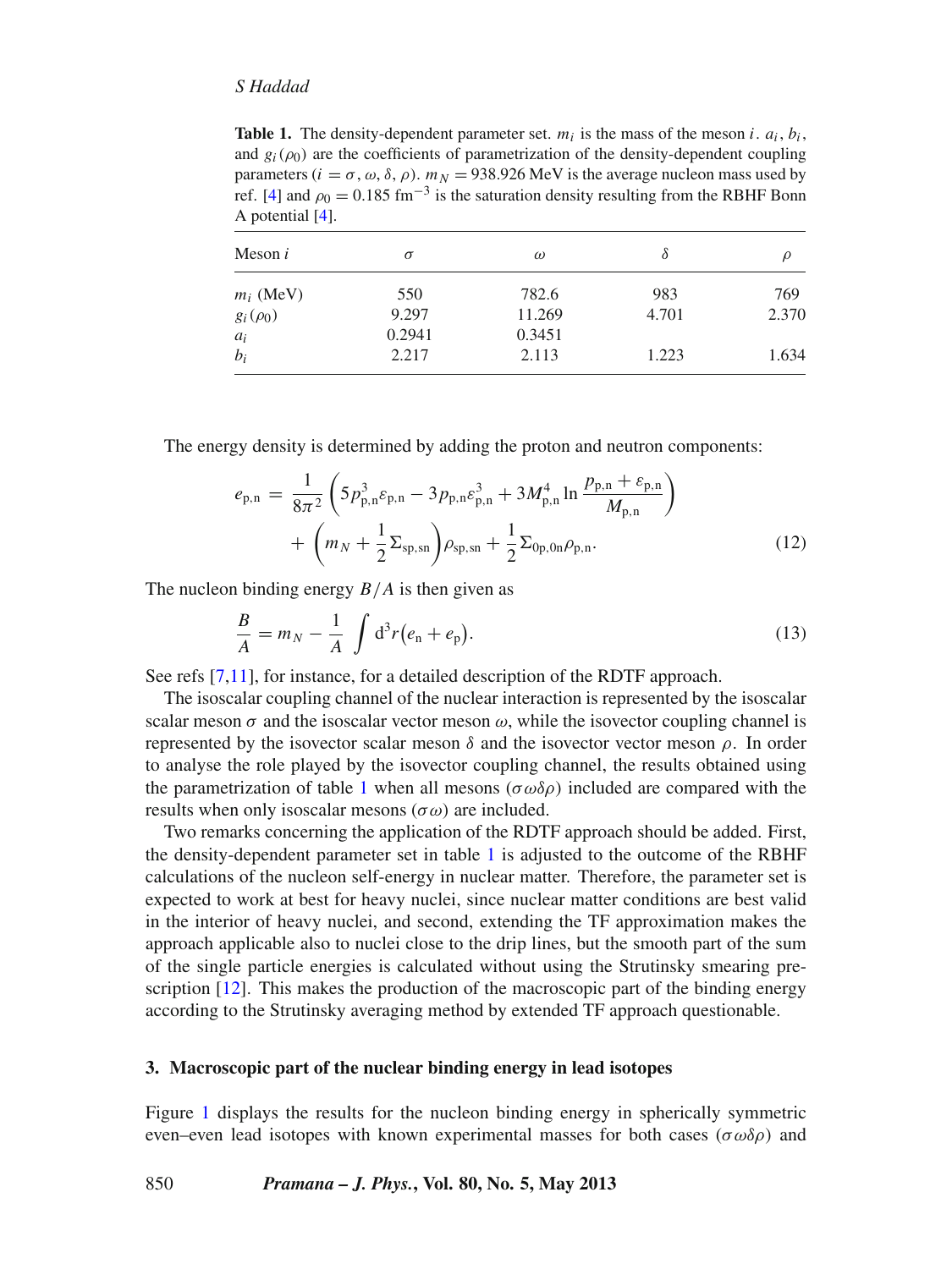**Table 1.** The density-dependent parameter set. $m_i$ is the mass of the meson $i$. $a_i$, $b_i$, and $g_i(\rho_0)$ are the coefficients of parametrization of the density-dependent coupling parameters ($i = \sigma, \omega, \delta, \rho$). $m_N = 938.926$ MeV is the average nucleon mass used by ref. [4] and $\rho_0 = 0.185$ fm$^{-3}$ is the saturation density resulting from the RBHF Bonn A potential [4].

| Meson $i$ | $\sigma$ | $\omega$ | $\delta$ | $\rho$ |
|---|---|---|---|---|
| $m_i$ (MeV) | 550 | 782.6 | 983 | 769 |
| $g_i(\rho_0)$ | 9.297 | 11.269 | 4.701 | 2.370 |
| $a_i$ | 0.2941 | 0.3451 | | |
| $b_i$ | 2.217 | 2.113 | 1.223 | 1.634 |

The energy density is determined by adding the proton and neutron components:

$$e_{\mathrm{p,n}} = \frac{1}{8\pi^2}\left(5p_{\mathrm{p,n}}^3\varepsilon_{\mathrm{p,n}} - 3p_{\mathrm{p,n}}\varepsilon_{\mathrm{p,n}}^3 + 3M_{\mathrm{p,n}}^4 \ln\frac{p_{\mathrm{p,n}} + \varepsilon_{\mathrm{p,n}}}{M_{\mathrm{p,n}}}\right) + \left(m_N + \frac{1}{2}\Sigma_{\mathrm{sp,sn}}\right)\rho_{\mathrm{sp,sn}} + \frac{1}{2}\Sigma_{0\mathrm{p},0\mathrm{n}}\rho_{\mathrm{p,n}}. \tag{12}$$

The nucleon binding energy $B/A$ is then given as

$$\frac{B}{A} = m_N - \frac{1}{A}\int \mathrm{d}^3r\left(e_{\mathrm{n}} + e_{\mathrm{p}}\right). \tag{13}$$

See refs [7,11], for instance, for a detailed description of the RDTF approach.

The isoscalar coupling channel of the nuclear interaction is represented by the isoscalar scalar meson $\sigma$ and the isoscalar vector meson $\omega$, while the isovector coupling channel is represented by the isovector scalar meson $\delta$ and the isovector vector meson $\rho$. In order to analyse the role played by the isovector coupling channel, the results obtained using the parametrization of table 1 when all mesons ($\sigma\omega\delta\rho$) included are compared with the results when only isoscalar mesons ($\sigma\omega$) are included.

Two remarks concerning the application of the RDTF approach should be added. First, the density-dependent parameter set in table 1 is adjusted to the outcome of the RBHF calculations of the nucleon self-energy in nuclear matter. Therefore, the parameter set is expected to work at best for heavy nuclei, since nuclear matter conditions are best valid in the interior of heavy nuclei, and second, extending the TF approximation makes the approach applicable also to nuclei close to the drip lines, but the smooth part of the sum of the single particle energies is calculated without using the Strutinsky smearing prescription [12]. This makes the production of the macroscopic part of the binding energy according to the Strutinsky averaging method by extended TF approach questionable.

## 3. Macroscopic part of the nuclear binding energy in lead isotopes

Figure 1 displays the results for the nucleon binding energy in spherically symmetric even–even lead isotopes with known experimental masses for both cases ($\sigma\omega\delta\rho$) and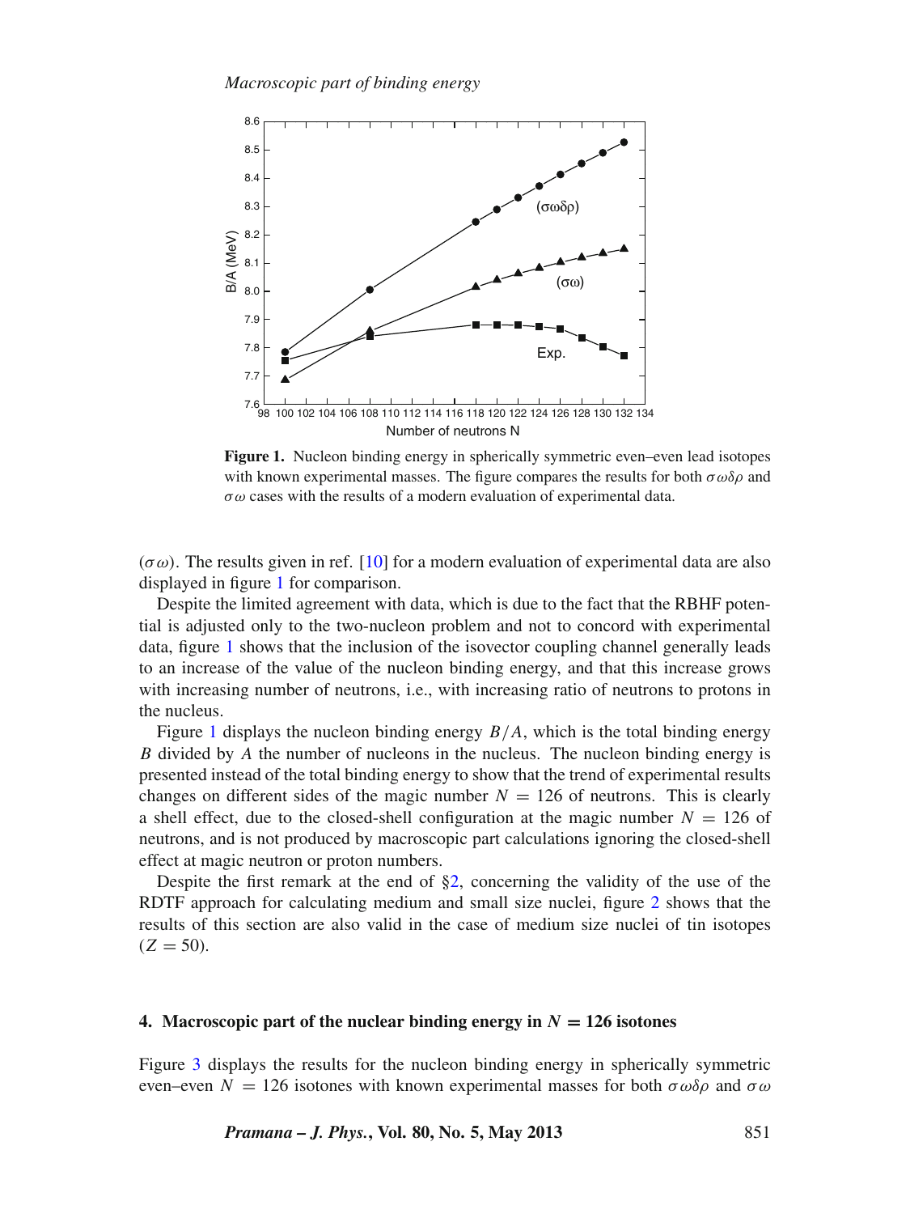**Figure 1.** Nucleon binding energy in spherically symmetric even–even lead isotopes with known experimental masses. The figure compares the results for both $\sigma\omega\delta\rho$ and $\sigma\omega$ cases with the results of a modern evaluation of experimental data.

($\sigma\omega$). The results given in ref. [10] for a modern evaluation of experimental data are also displayed in figure 1 for comparison.

Despite the limited agreement with data, which is due to the fact that the RBHF potential is adjusted only to the two-nucleon problem and not to concord with experimental data, figure 1 shows that the inclusion of the isovector coupling channel generally leads to an increase of the value of the nucleon binding energy, and that this increase grows with increasing number of neutrons, i.e., with increasing ratio of neutrons to protons in the nucleus.

Figure 1 displays the nucleon binding energy $B/A$, which is the total binding energy $B$ divided by $A$ the number of nucleons in the nucleus. The nucleon binding energy is presented instead of the total binding energy to show that the trend of experimental results changes on different sides of the magic number $N = 126$ of neutrons. This is clearly a shell effect, due to the closed-shell configuration at the magic number $N = 126$ of neutrons, and is not produced by macroscopic part calculations ignoring the closed-shell effect at magic neutron or proton numbers.

Despite the first remark at the end of §2, concerning the validity of the use of the RDTF approach for calculating medium and small size nuclei, figure 2 shows that the results of this section are also valid in the case of medium size nuclei of tin isotopes ($Z = 50$).

## 4. Macroscopic part of the nuclear binding energy in $N = 126$ isotones

Figure 3 displays the results for the nucleon binding energy in spherically symmetric even–even $N = 126$ isotones with known experimental masses for both $\sigma\omega\delta\rho$ and $\sigma\omega$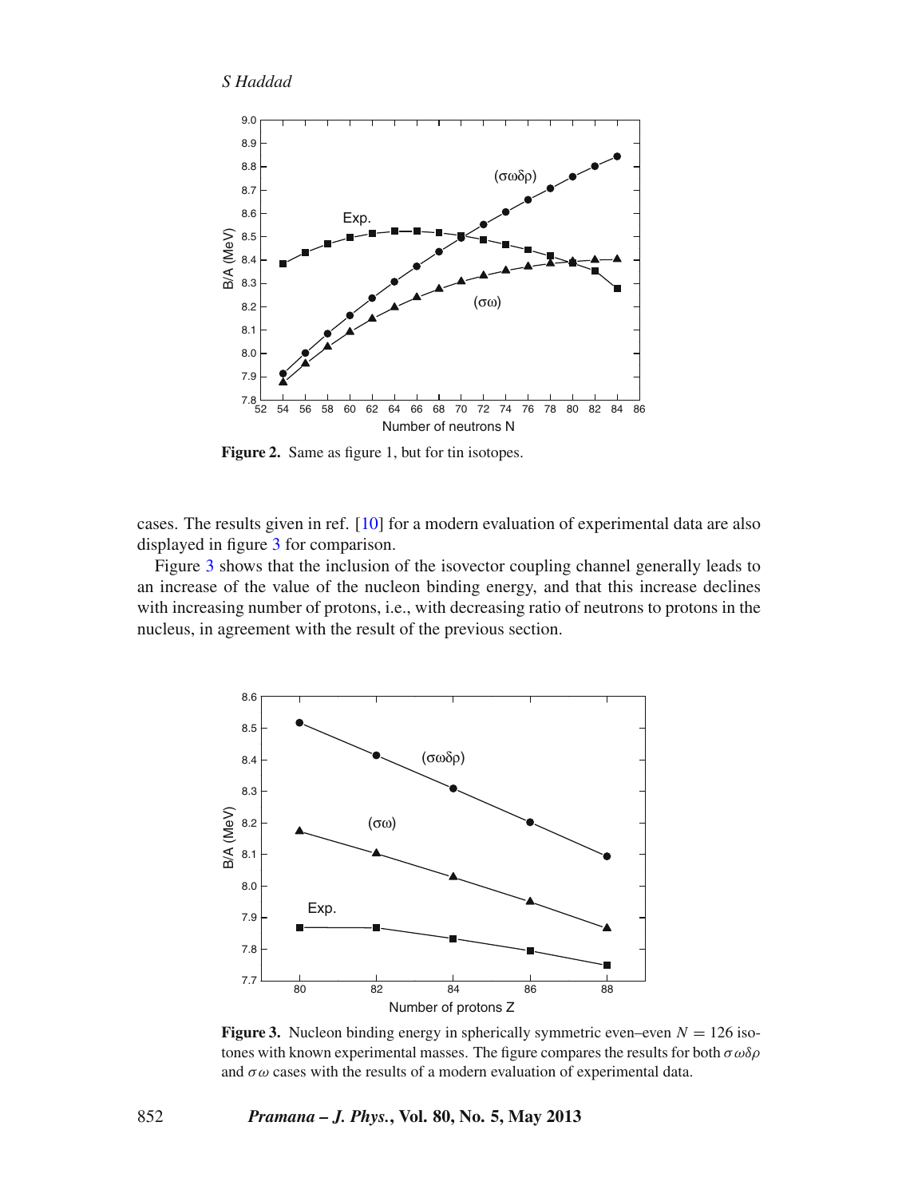**Figure 2.** Same as figure 1, but for tin isotopes.

cases. The results given in ref. [10] for a modern evaluation of experimental data are also displayed in figure 3 for comparison.

Figure 3 shows that the inclusion of the isovector coupling channel generally leads to an increase of the value of the nucleon binding energy, and that this increase declines with increasing number of protons, i.e., with decreasing ratio of neutrons to protons in the nucleus, in agreement with the result of the previous section.

**Figure 3.** Nucleon binding energy in spherically symmetric even–even $N = 126$ isotones with known experimental masses. The figure compares the results for both $\sigma\omega\delta\rho$ and $\sigma\omega$ cases with the results of a modern evaluation of experimental data.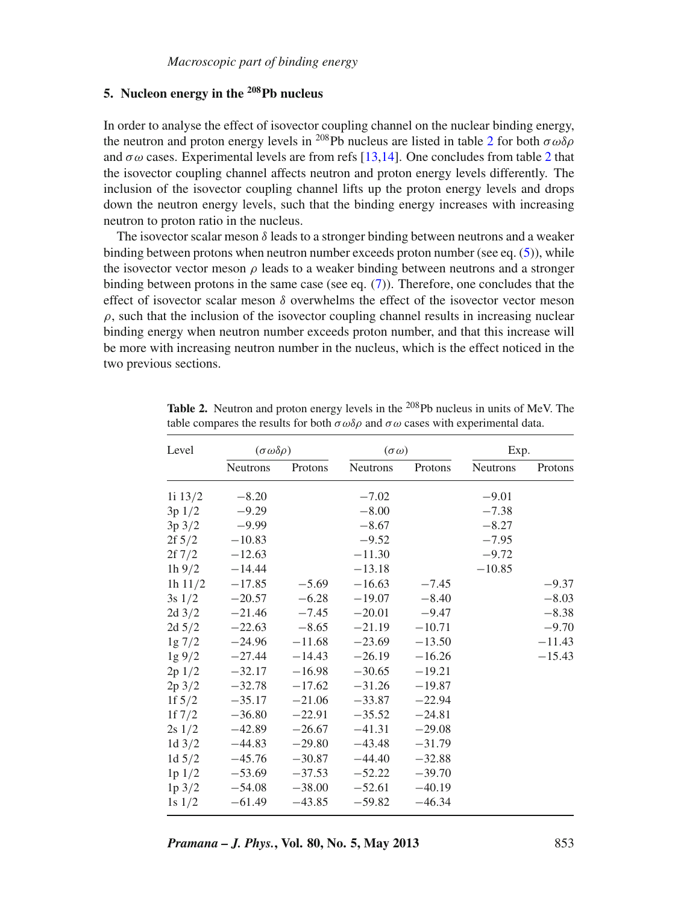## 5. Nucleon energy in the $^{208}$Pb nucleus

In order to analyse the effect of isovector coupling channel on the nuclear binding energy, the neutron and proton energy levels in $^{208}$Pb nucleus are listed in table 2 for both $\sigma\omega\delta\rho$ and $\sigma\omega$ cases. Experimental levels are from refs [13,14]. One concludes from table 2 that the isovector coupling channel affects neutron and proton energy levels differently. The inclusion of the isovector coupling channel lifts up the proton energy levels and drops down the neutron energy levels, such that the binding energy increases with increasing neutron to proton ratio in the nucleus.

The isovector scalar meson $\delta$ leads to a stronger binding between neutrons and a weaker binding between protons when neutron number exceeds proton number (see eq. (5)), while the isovector vector meson $\rho$ leads to a weaker binding between neutrons and a stronger binding between protons in the same case (see eq. (7)). Therefore, one concludes that the effect of isovector scalar meson $\delta$ overwhelms the effect of the isovector vector meson $\rho$, such that the inclusion of the isovector coupling channel results in increasing nuclear binding energy when neutron number exceeds proton number, and that this increase will be more with increasing neutron number in the nucleus, which is the effect noticed in the two previous sections.

**Table 2.** Neutron and proton energy levels in the $^{208}$Pb nucleus in units of MeV. The table compares the results for both $\sigma\omega\delta\rho$ and $\sigma\omega$ cases with experimental data.

| Level | $(\sigma\omega\delta\rho)$ | | $(\sigma\omega)$ | | Exp. | |
|---|---|---|---|---|---|---|
| | Neutrons | Protons | Neutrons | Protons | Neutrons | Protons |
| 1i 13/2 | −8.20 | | −7.02 | | −9.01 | |
| 3p 1/2 | −9.29 | | −8.00 | | −7.38 | |
| 3p 3/2 | −9.99 | | −8.67 | | −8.27 | |
| 2f 5/2 | −10.83 | | −9.52 | | −7.95 | |
| 2f 7/2 | −12.63 | | −11.30 | | −9.72 | |
| 1h 9/2 | −14.44 | | −13.18 | | −10.85 | |
| 1h 11/2 | −17.85 | −5.69 | −16.63 | −7.45 | | −9.37 |
| 3s 1/2 | −20.57 | −6.28 | −19.07 | −8.40 | | −8.03 |
| 2d 3/2 | −21.46 | −7.45 | −20.01 | −9.47 | | −8.38 |
| 2d 5/2 | −22.63 | −8.65 | −21.19 | −10.71 | | −9.70 |
| 1g 7/2 | −24.96 | −11.68 | −23.69 | −13.50 | | −11.43 |
| 1g 9/2 | −27.44 | −14.43 | −26.19 | −16.26 | | −15.43 |
| 2p 1/2 | −32.17 | −16.98 | −30.65 | −19.21 | | |
| 2p 3/2 | −32.78 | −17.62 | −31.26 | −19.87 | | |
| 1f 5/2 | −35.17 | −21.06 | −33.87 | −22.94 | | |
| 1f 7/2 | −36.80 | −22.91 | −35.52 | −24.81 | | |
| 2s 1/2 | −42.89 | −26.67 | −41.31 | −29.08 | | |
| 1d 3/2 | −44.83 | −29.80 | −43.48 | −31.79 | | |
| 1d 5/2 | −45.76 | −30.87 | −44.40 | −32.88 | | |
| 1p 1/2 | −53.69 | −37.53 | −52.22 | −39.70 | | |
| 1p 3/2 | −54.08 | −38.00 | −52.61 | −40.19 | | |
| 1s 1/2 | −61.49 | −43.85 | −59.82 | −46.34 | | |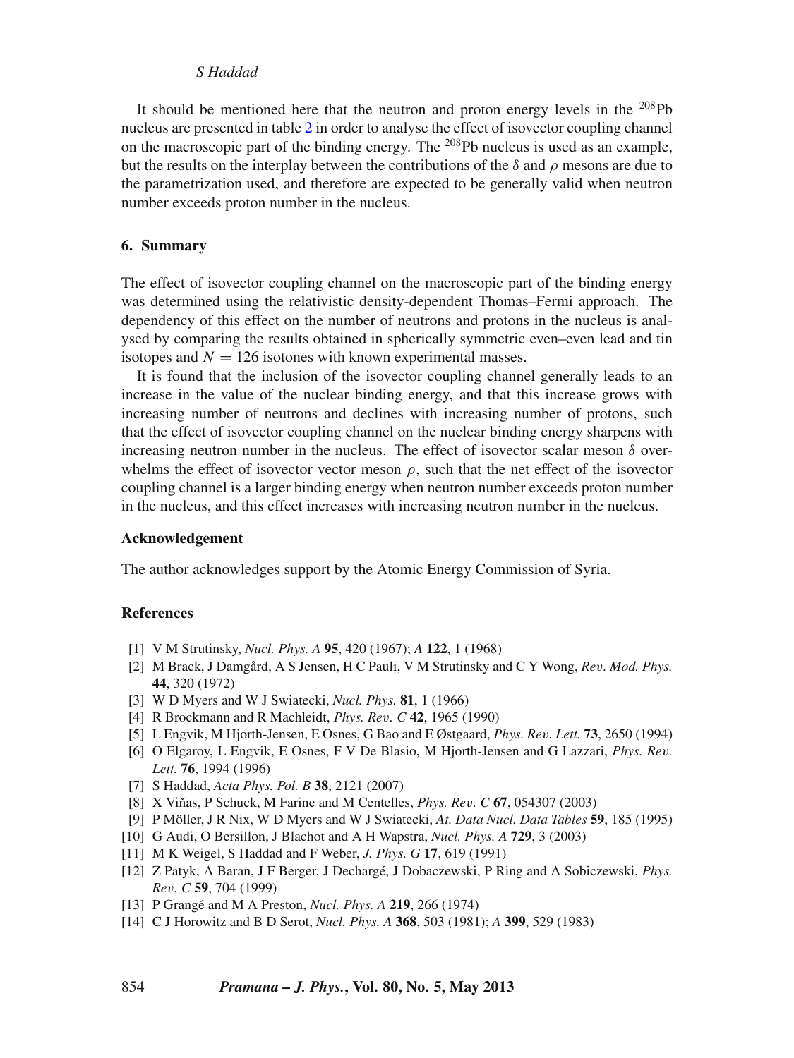It should be mentioned here that the neutron and proton energy levels in the $^{208}$Pb nucleus are presented in table 2 in order to analyse the effect of isovector coupling channel on the macroscopic part of the binding energy. The $^{208}$Pb nucleus is used as an example, but the results on the interplay between the contributions of the $\delta$ and $\rho$ mesons are due to the parametrization used, and therefore are expected to be generally valid when neutron number exceeds proton number in the nucleus.

## 6. Summary

The effect of isovector coupling channel on the macroscopic part of the binding energy was determined using the relativistic density-dependent Thomas–Fermi approach. The dependency of this effect on the number of neutrons and protons in the nucleus is analysed by comparing the results obtained in spherically symmetric even–even lead and tin isotopes and $N = 126$ isotones with known experimental masses.

It is found that the inclusion of the isovector coupling channel generally leads to an increase in the value of the nuclear binding energy, and that this increase grows with increasing number of neutrons and declines with increasing number of protons, such that the effect of isovector coupling channel on the nuclear binding energy sharpens with increasing neutron number in the nucleus. The effect of isovector scalar meson $\delta$ overwhelms the effect of isovector vector meson $\rho$, such that the net effect of the isovector coupling channel is a larger binding energy when neutron number exceeds proton number in the nucleus, and this effect increases with increasing neutron number in the nucleus.

## Acknowledgement

The author acknowledges support by the Atomic Energy Commission of Syria.

## References

[1] V M Strutinsky, *Nucl. Phys. A* **95**, 420 (1967); *A* **122**, 1 (1968)
[2] M Brack, J Damgård, A S Jensen, H C Pauli, V M Strutinsky and C Y Wong, *Rev. Mod. Phys.* **44**, 320 (1972)
[3] W D Myers and W J Swiatecki, *Nucl. Phys.* **81**, 1 (1966)
[4] R Brockmann and R Machleidt, *Phys. Rev. C* **42**, 1965 (1990)
[5] L Engvik, M Hjorth-Jensen, E Osnes, G Bao and E Østgaard, *Phys. Rev. Lett.* **73**, 2650 (1994)
[6] O Elgaroy, L Engvik, E Osnes, F V De Blasio, M Hjorth-Jensen and G Lazzari, *Phys. Rev. Lett.* **76**, 1994 (1996)
[7] S Haddad, *Acta Phys. Pol. B* **38**, 2121 (2007)
[8] X Viñas, P Schuck, M Farine and M Centelles, *Phys. Rev. C* **67**, 054307 (2003)
[9] P Möller, J R Nix, W D Myers and W J Swiatecki, *At. Data Nucl. Data Tables* **59**, 185 (1995)
[10] G Audi, O Bersillon, J Blachot and A H Wapstra, *Nucl. Phys. A* **729**, 3 (2003)
[11] M K Weigel, S Haddad and F Weber, *J. Phys. G* **17**, 619 (1991)
[12] Z Patyk, A Baran, J F Berger, J Dechargé, J Dobaczewski, P Ring and A Sobiczewski, *Phys. Rev. C* **59**, 704 (1999)
[13] P Grangé and M A Preston, *Nucl. Phys. A* **219**, 266 (1974)
[14] C J Horowitz and B D Serot, *Nucl. Phys. A* **368**, 503 (1981); *A* **399**, 529 (1983)